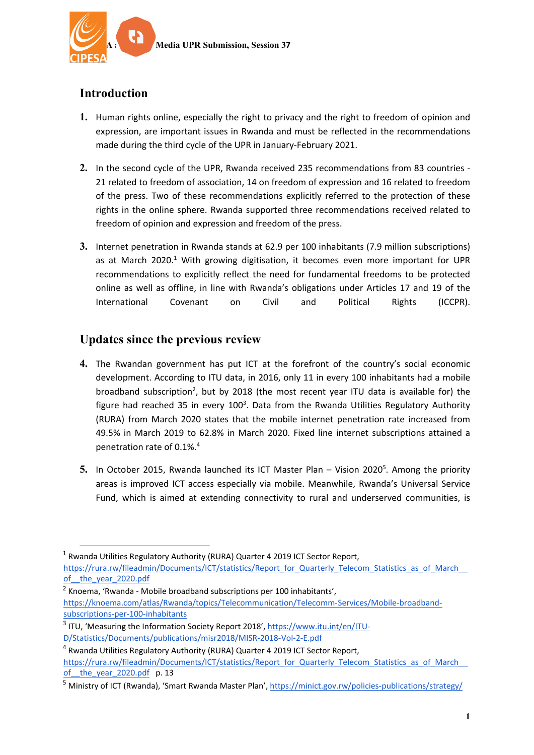# Introduction

1. Human rights online, especially the right to privacy and the right to freedom of opinion and expression, are important issues in Rwanda and must be reflected in the recommendations made during the third cycle of the UPR in January-February 2021.

2. In the second cycle of the UPR, Rwanda received 235 recommendations from 83 countries - 21 related to freedom of association, 14 on freedom of expression and 16 related to freedom of the press. Two of these recommendations explicitly referred to the protection of these rights in the online sphere. Rwanda supported three recommendations received related to freedom of opinion and expression and freedom of the press.

3. Internet penetration in Rwanda stands at 62.9 per 100 inhabitants (7.9 million subscriptions) as at March 2020.[1] With growing digitisation, it becomes even more important for UPR recommendations to explicitly reflect the need for fundamental freedoms to be protected online as well as offline, in line with Rwanda's obligations under Articles 17 and 19 of the International Covenant on Civil and Political Rights (ICCPR).

# Updates since the previous review

4. The Rwandan government has put ICT at the forefront of the country's social economic development. According to ITU data, in 2016, only 11 in every 100 inhabitants had a mobile broadband subscription[2], but by 2018 (the most recent year ITU data is available for) the figure had reached 35 in every 100[3]. Data from the Rwanda Utilities Regulatory Authority (RURA) from March 2020 states that the mobile internet penetration rate increased from 49.5% in March 2019 to 62.8% in March 2020. Fixed line internet subscriptions attained a penetration rate of 0.1%.[4]

5. In October 2015, Rwanda launched its ICT Master Plan – Vision 2020[5]. Among the priority areas is improved ICT access especially via mobile. Meanwhile, Rwanda's Universal Service Fund, which is aimed at extending connectivity to rural and underserved communities, is

---

[1] Rwanda Utilities Regulatory Authority (RURA) Quarter 4 2019 ICT Sector Report, https://rura.rw/fileadmin/Documents/ICT/statistics/Report_for_Quarterly_Telecom_Statistics_as_of_March__of__the_year_2020.pdf

[2] Knoema, 'Rwanda - Mobile broadband subscriptions per 100 inhabitants', https://knoema.com/atlas/Rwanda/topics/Telecommunication/Telecomm-Services/Mobile-broadband-subscriptions-per-100-inhabitants

[3] ITU, 'Measuring the Information Society Report 2018', https://www.itu.int/en/ITU-D/Statistics/Documents/publications/misr2018/MISR-2018-Vol-2-E.pdf

[4] Rwanda Utilities Regulatory Authority (RURA) Quarter 4 2019 ICT Sector Report, https://rura.rw/fileadmin/Documents/ICT/statistics/Report_for_Quarterly_Telecom_Statistics_as_of_March__of__the_year_2020.pdf p. 13

[5] Ministry of ICT (Rwanda), 'Smart Rwanda Master Plan', https://minict.gov.rw/policies-publications/strategy/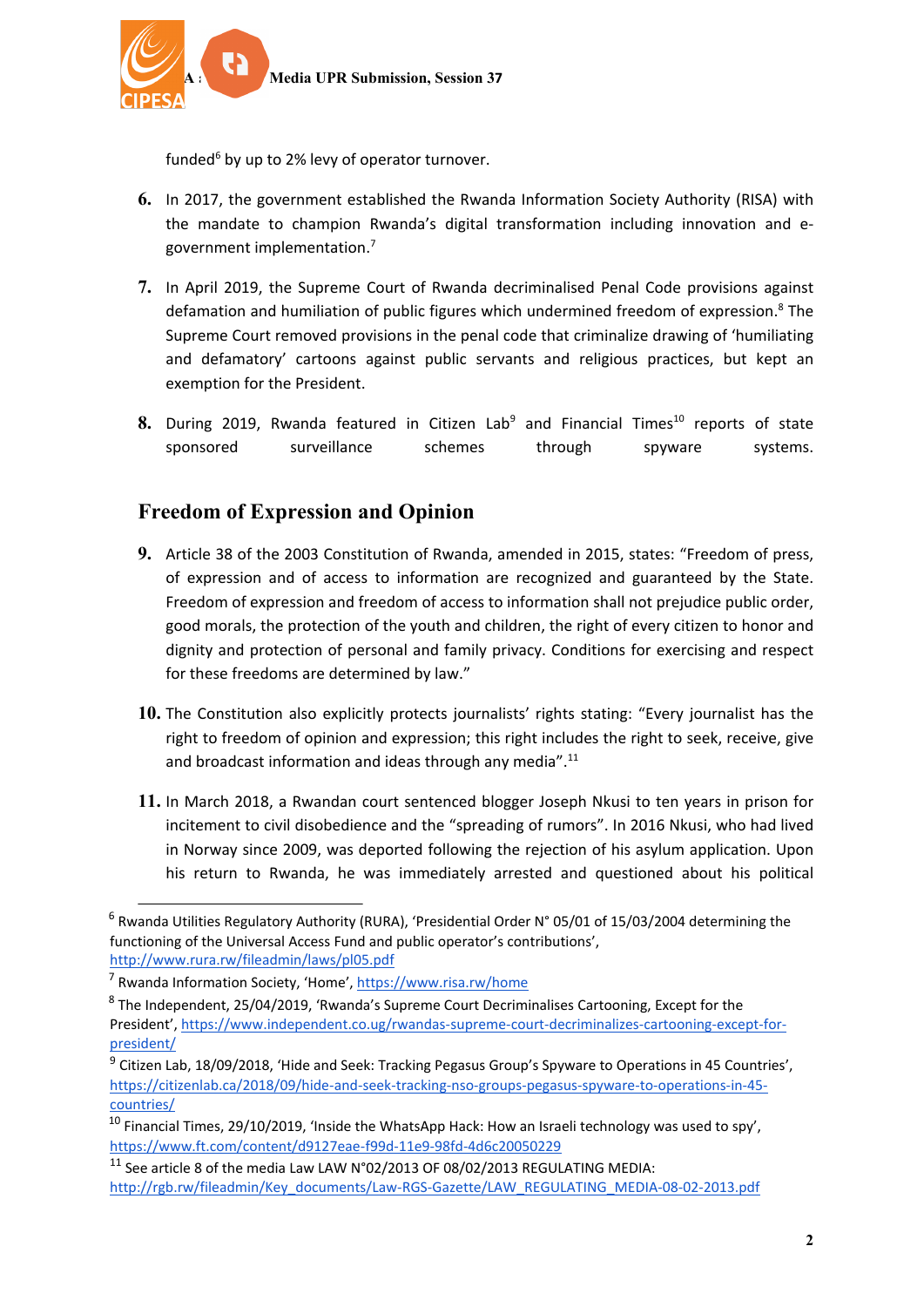funded[6] by up to 2% levy of operator turnover.

6. In 2017, the government established the Rwanda Information Society Authority (RISA) with the mandate to champion Rwanda's digital transformation including innovation and e-government implementation.[7]

7. In April 2019, the Supreme Court of Rwanda decriminalised Penal Code provisions against defamation and humiliation of public figures which undermined freedom of expression.[8] The Supreme Court removed provisions in the penal code that criminalize drawing of 'humiliating and defamatory' cartoons against public servants and religious practices, but kept an exemption for the President.

8. During 2019, Rwanda featured in Citizen Lab[9] and Financial Times[10] reports of state sponsored surveillance schemes through spyware systems.

## Freedom of Expression and Opinion

9. Article 38 of the 2003 Constitution of Rwanda, amended in 2015, states: "Freedom of press, of expression and of access to information are recognized and guaranteed by the State. Freedom of expression and freedom of access to information shall not prejudice public order, good morals, the protection of the youth and children, the right of every citizen to honor and dignity and protection of personal and family privacy. Conditions for exercising and respect for these freedoms are determined by law."

10. The Constitution also explicitly protects journalists' rights stating: "Every journalist has the right to freedom of opinion and expression; this right includes the right to seek, receive, give and broadcast information and ideas through any media".[11]

11. In March 2018, a Rwandan court sentenced blogger Joseph Nkusi to ten years in prison for incitement to civil disobedience and the "spreading of rumors". In 2016 Nkusi, who had lived in Norway since 2009, was deported following the rejection of his asylum application. Upon his return to Rwanda, he was immediately arrested and questioned about his political

---

[6] Rwanda Utilities Regulatory Authority (RURA), 'Presidential Order N° 05/01 of 15/03/2004 determining the functioning of the Universal Access Fund and public operator's contributions', http://www.rura.rw/fileadmin/laws/pl05.pdf

[7] Rwanda Information Society, 'Home', https://www.risa.rw/home

[8] The Independent, 25/04/2019, 'Rwanda's Supreme Court Decriminalises Cartooning, Except for the President', https://www.independent.co.ug/rwandas-supreme-court-decriminalizes-cartooning-except-for-president/

[9] Citizen Lab, 18/09/2018, 'Hide and Seek: Tracking Pegasus Group's Spyware to Operations in 45 Countries', https://citizenlab.ca/2018/09/hide-and-seek-tracking-nso-groups-pegasus-spyware-to-operations-in-45-countries/

[10] Financial Times, 29/10/2019, 'Inside the WhatsApp Hack: How an Israeli technology was used to spy', https://www.ft.com/content/d9127eae-f99d-11e9-98fd-4d6c20050229

[11] See article 8 of the media Law LAW N°02/2013 OF 08/02/2013 REGULATING MEDIA: http://rgb.rw/fileadmin/Key_documents/Law-RGS-Gazette/LAW_REGULATING_MEDIA-08-02-2013.pdf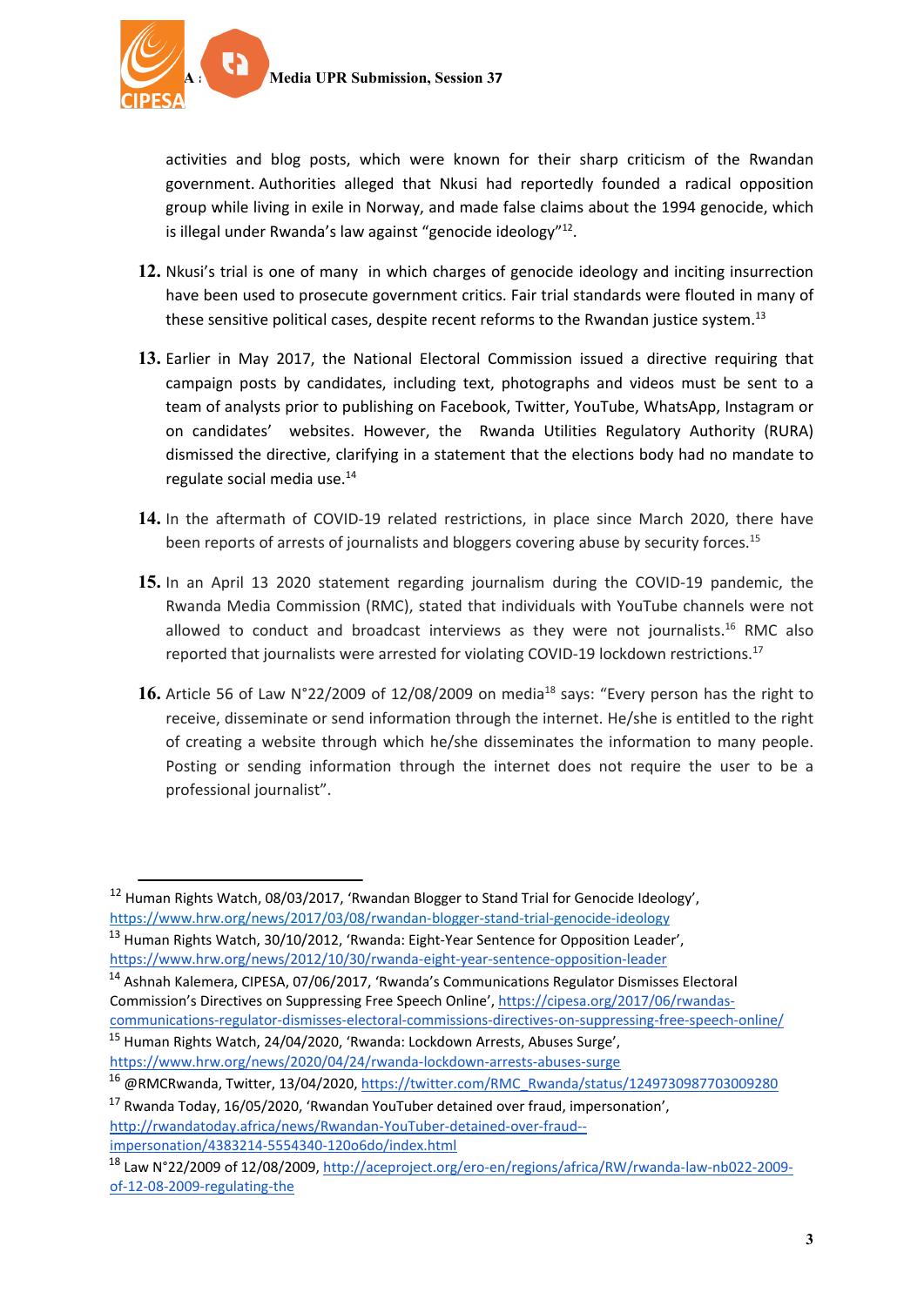activities and blog posts, which were known for their sharp criticism of the Rwandan government. Authorities alleged that Nkusi had reportedly founded a radical opposition group while living in exile in Norway, and made false claims about the 1994 genocide, which is illegal under Rwanda's law against "genocide ideology"[12].

12. Nkusi's trial is one of many in which charges of genocide ideology and inciting insurrection have been used to prosecute government critics. Fair trial standards were flouted in many of these sensitive political cases, despite recent reforms to the Rwandan justice system.[13]

13. Earlier in May 2017, the National Electoral Commission issued a directive requiring that campaign posts by candidates, including text, photographs and videos must be sent to a team of analysts prior to publishing on Facebook, Twitter, YouTube, WhatsApp, Instagram or on candidates' websites. However, the Rwanda Utilities Regulatory Authority (RURA) dismissed the directive, clarifying in a statement that the elections body had no mandate to regulate social media use.[14]

14. In the aftermath of COVID-19 related restrictions, in place since March 2020, there have been reports of arrests of journalists and bloggers covering abuse by security forces.[15]

15. In an April 13 2020 statement regarding journalism during the COVID-19 pandemic, the Rwanda Media Commission (RMC), stated that individuals with YouTube channels were not allowed to conduct and broadcast interviews as they were not journalists.[16] RMC also reported that journalists were arrested for violating COVID-19 lockdown restrictions.[17]

16. Article 56 of Law N°22/2009 of 12/08/2009 on media[18] says: "Every person has the right to receive, disseminate or send information through the internet. He/she is entitled to the right of creating a website through which he/she disseminates the information to many people. Posting or sending information through the internet does not require the user to be a professional journalist".

---

[12] Human Rights Watch, 08/03/2017, 'Rwandan Blogger to Stand Trial for Genocide Ideology', https://www.hrw.org/news/2017/03/08/rwandan-blogger-stand-trial-genocide-ideology

[13] Human Rights Watch, 30/10/2012, 'Rwanda: Eight-Year Sentence for Opposition Leader', https://www.hrw.org/news/2012/10/30/rwanda-eight-year-sentence-opposition-leader

[14] Ashnah Kalemera, CIPESA, 07/06/2017, 'Rwanda's Communications Regulator Dismisses Electoral Commission's Directives on Suppressing Free Speech Online', https://cipesa.org/2017/06/rwandas-communications-regulator-dismisses-electoral-commissions-directives-on-suppressing-free-speech-online/

[15] Human Rights Watch, 24/04/2020, 'Rwanda: Lockdown Arrests, Abuses Surge', https://www.hrw.org/news/2020/04/24/rwanda-lockdown-arrests-abuses-surge

[16] @RMCRwanda, Twitter, 13/04/2020, https://twitter.com/RMC_Rwanda/status/1249730987703009280

[17] Rwanda Today, 16/05/2020, 'Rwandan YouTuber detained over fraud, impersonation', http://rwandatoday.africa/news/Rwandan-YouTuber-detained-over-fraud--impersonation/4383214-5554340-120o6do/index.html

[18] Law N°22/2009 of 12/08/2009, http://aceproject.org/ero-en/regions/africa/RW/rwanda-law-nb022-2009-of-12-08-2009-regulating-the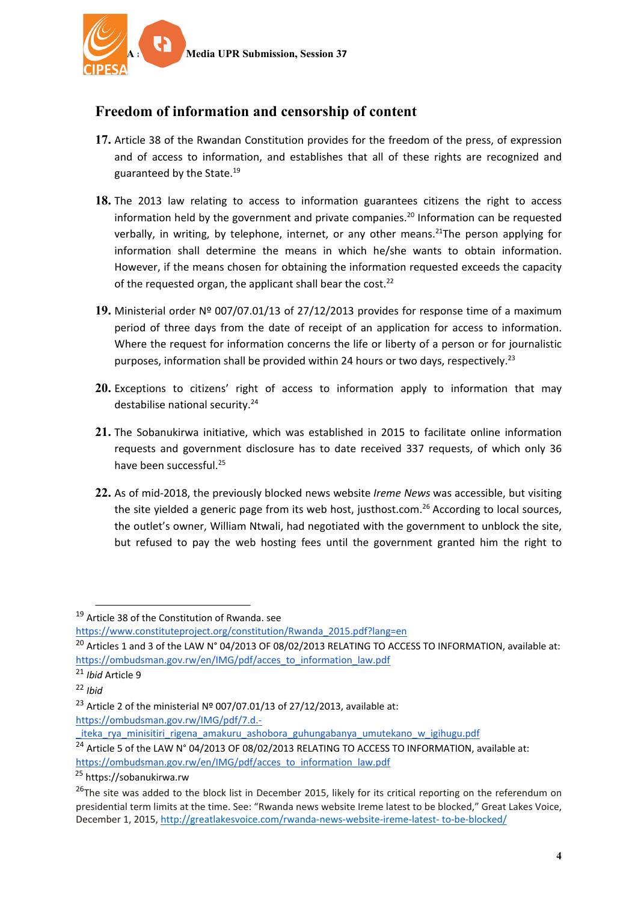## Freedom of information and censorship of content

**17.** Article 38 of the Rwandan Constitution provides for the freedom of the press, of expression and of access to information, and establishes that all of these rights are recognized and guaranteed by the State.[19]

**18.** The 2013 law relating to access to information guarantees citizens the right to access information held by the government and private companies.[20] Information can be requested verbally, in writing, by telephone, internet, or any other means.[21]The person applying for information shall determine the means in which he/she wants to obtain information. However, if the means chosen for obtaining the information requested exceeds the capacity of the requested organ, the applicant shall bear the cost.[22]

**19.** Ministerial order Nº 007/07.01/13 of 27/12/2013 provides for response time of a maximum period of three days from the date of receipt of an application for access to information. Where the request for information concerns the life or liberty of a person or for journalistic purposes, information shall be provided within 24 hours or two days, respectively.[23]

**20.** Exceptions to citizens' right of access to information apply to information that may destabilise national security.[24]

**21.** The Sobanukirwa initiative, which was established in 2015 to facilitate online information requests and government disclosure has to date received 337 requests, of which only 36 have been successful.[25]

**22.** As of mid-2018, the previously blocked news website *Ireme News* was accessible, but visiting the site yielded a generic page from its web host, justhost.com.[26] According to local sources, the outlet's owner, William Ntwali, had negotiated with the government to unblock the site, but refused to pay the web hosting fees until the government granted him the right to

---

[19] Article 38 of the Constitution of Rwanda. see https://www.constituteproject.org/constitution/Rwanda_2015.pdf?lang=en

[20] Articles 1 and 3 of the LAW N° 04/2013 OF 08/02/2013 RELATING TO ACCESS TO INFORMATION, available at: https://ombudsman.gov.rw/en/IMG/pdf/acces_to_information_law.pdf

[21] *Ibid* Article 9

[22] *Ibid*

[23] Article 2 of the ministerial Nº 007/07.01/13 of 27/12/2013, available at: https://ombudsman.gov.rw/IMG/pdf/7.d.-_iteka_rya_minisitiri_rigena_amakuru_ashobora_guhungabanya_umutekano_w_igihugu.pdf

[24] Article 5 of the LAW N° 04/2013 OF 08/02/2013 RELATING TO ACCESS TO INFORMATION, available at: https://ombudsman.gov.rw/en/IMG/pdf/acces_to_information_law.pdf

[25] https://sobanukirwa.rw

[26] The site was added to the block list in December 2015, likely for its critical reporting on the referendum on presidential term limits at the time. See: "Rwanda news website Ireme latest to be blocked," Great Lakes Voice, December 1, 2015, http://greatlakesvoice.com/rwanda-news-website-ireme-latest- to-be-blocked/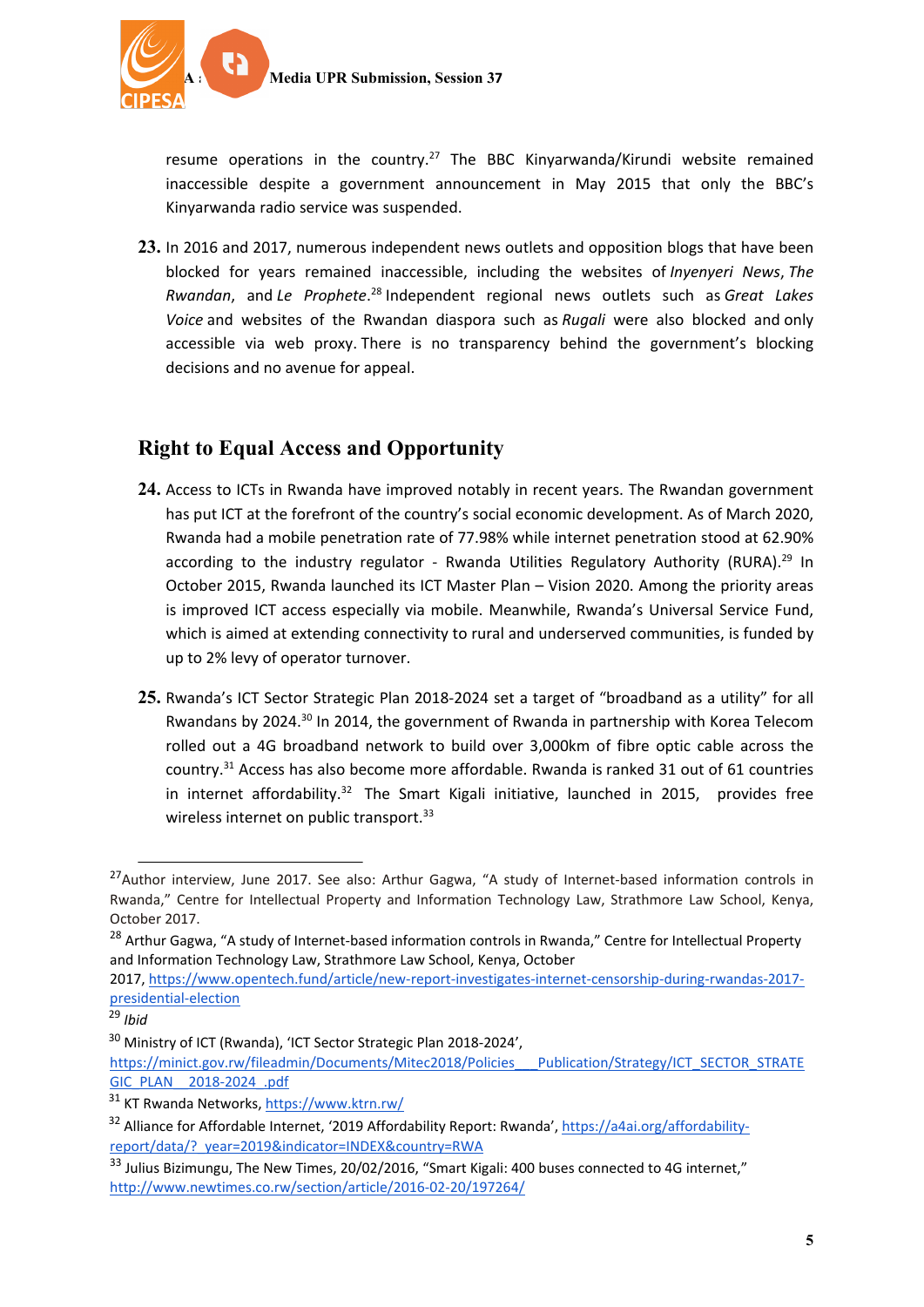resume operations in the country.[27] The BBC Kinyarwanda/Kirundi website remained inaccessible despite a government announcement in May 2015 that only the BBC's Kinyarwanda radio service was suspended.

**23.** In 2016 and 2017, numerous independent news outlets and opposition blogs that have been blocked for years remained inaccessible, including the websites of *Inyenyeri News*, *The Rwandan*, and *Le Prophete*.[28] Independent regional news outlets such as *Great Lakes Voice* and websites of the Rwandan diaspora such as *Rugali* were also blocked and only accessible via web proxy. There is no transparency behind the government's blocking decisions and no avenue for appeal.

## Right to Equal Access and Opportunity

**24.** Access to ICTs in Rwanda have improved notably in recent years. The Rwandan government has put ICT at the forefront of the country's social economic development. As of March 2020, Rwanda had a mobile penetration rate of 77.98% while internet penetration stood at 62.90% according to the industry regulator - Rwanda Utilities Regulatory Authority (RURA).[29] In October 2015, Rwanda launched its ICT Master Plan – Vision 2020. Among the priority areas is improved ICT access especially via mobile. Meanwhile, Rwanda's Universal Service Fund, which is aimed at extending connectivity to rural and underserved communities, is funded by up to 2% levy of operator turnover.

**25.** Rwanda's ICT Sector Strategic Plan 2018-2024 set a target of "broadband as a utility" for all Rwandans by 2024.[30] In 2014, the government of Rwanda in partnership with Korea Telecom rolled out a 4G broadband network to build over 3,000km of fibre optic cable across the country.[31] Access has also become more affordable. Rwanda is ranked 31 out of 61 countries in internet affordability.[32] The Smart Kigali initiative, launched in 2015, provides free wireless internet on public transport.[33]

---

[27] Author interview, June 2017. See also: Arthur Gagwa, "A study of Internet-based information controls in Rwanda," Centre for Intellectual Property and Information Technology Law, Strathmore Law School, Kenya, October 2017.

[28] Arthur Gagwa, "A study of Internet-based information controls in Rwanda," Centre for Intellectual Property and Information Technology Law, Strathmore Law School, Kenya, October 2017, https://www.opentech.fund/article/new-report-investigates-internet-censorship-during-rwandas-2017-presidential-election

[29] *Ibid*

[30] Ministry of ICT (Rwanda), 'ICT Sector Strategic Plan 2018-2024', https://minict.gov.rw/fileadmin/Documents/Mitec2018/Policies___Publication/Strategy/ICT_SECTOR_STRATEGIC_PLAN__2018-2024_.pdf

[31] KT Rwanda Networks, https://www.ktrn.rw/

[32] Alliance for Affordable Internet, '2019 Affordability Report: Rwanda', https://a4ai.org/affordability-report/data/?_year=2019&indicator=INDEX&country=RWA

[33] Julius Bizimungu, The New Times, 20/02/2016, "Smart Kigali: 400 buses connected to 4G internet," http://www.newtimes.co.rw/section/article/2016-02-20/197264/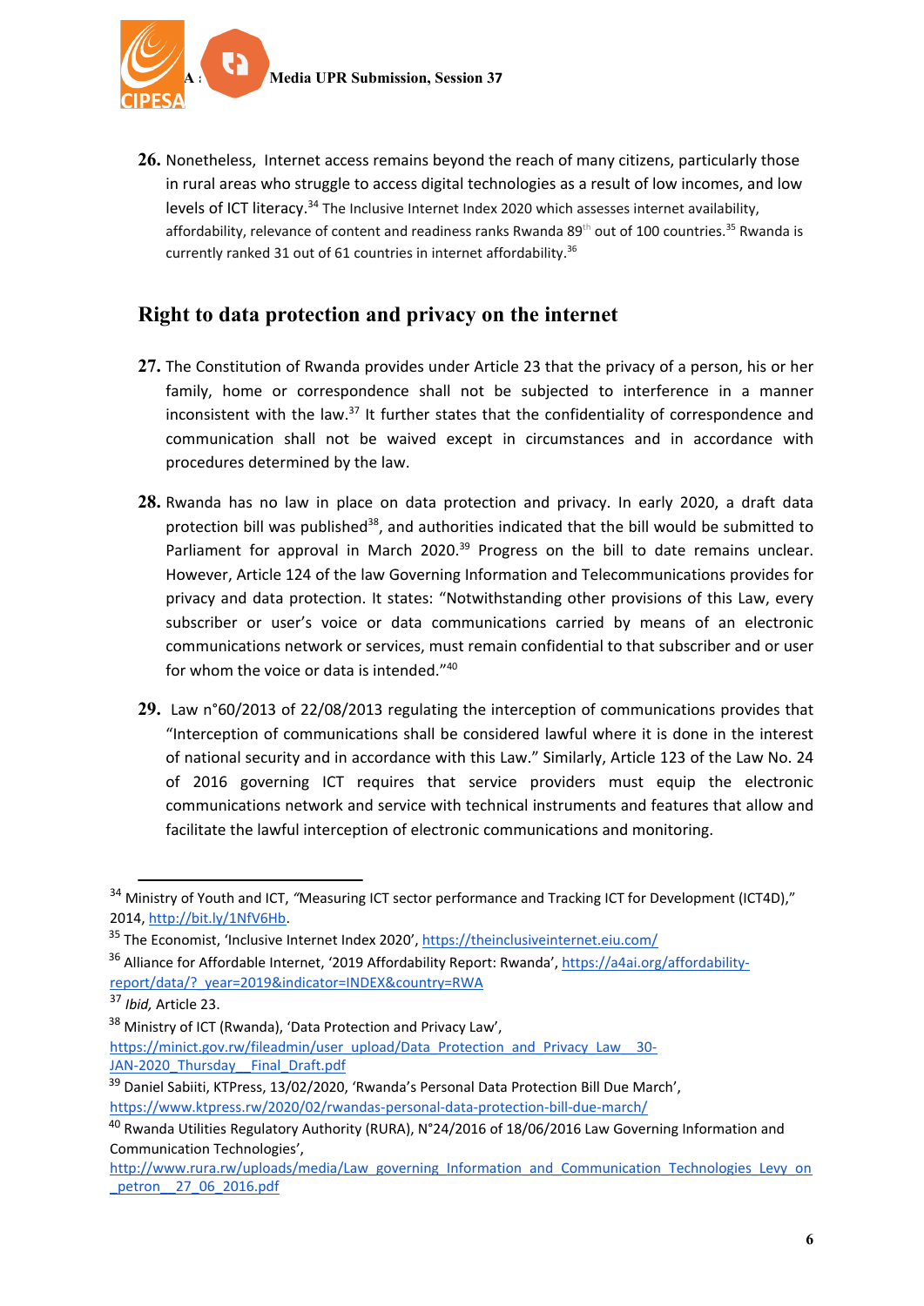26. Nonetheless, Internet access remains beyond the reach of many citizens, particularly those in rural areas who struggle to access digital technologies as a result of low incomes, and low levels of ICT literacy.[34] The Inclusive Internet Index 2020 which assesses internet availability, affordability, relevance of content and readiness ranks Rwanda 89th out of 100 countries.[35] Rwanda is currently ranked 31 out of 61 countries in internet affordability.[36]

## Right to data protection and privacy on the internet

27. The Constitution of Rwanda provides under Article 23 that the privacy of a person, his or her family, home or correspondence shall not be subjected to interference in a manner inconsistent with the law.[37] It further states that the confidentiality of correspondence and communication shall not be waived except in circumstances and in accordance with procedures determined by the law.

28. Rwanda has no law in place on data protection and privacy. In early 2020, a draft data protection bill was published[38], and authorities indicated that the bill would be submitted to Parliament for approval in March 2020.[39] Progress on the bill to date remains unclear. However, Article 124 of the law Governing Information and Telecommunications provides for privacy and data protection. It states: "Notwithstanding other provisions of this Law, every subscriber or user's voice or data communications carried by means of an electronic communications network or services, must remain confidential to that subscriber and or user for whom the voice or data is intended."[40]

29. Law n°60/2013 of 22/08/2013 regulating the interception of communications provides that "Interception of communications shall be considered lawful where it is done in the interest of national security and in accordance with this Law." Similarly, Article 123 of the Law No. 24 of 2016 governing ICT requires that service providers must equip the electronic communications network and service with technical instruments and features that allow and facilitate the lawful interception of electronic communications and monitoring.

---

[34] Ministry of Youth and ICT, *"*Measuring ICT sector performance and Tracking ICT for Development (ICT4D)," 2014, http://bit.ly/1NfV6Hb.

[35] The Economist, 'Inclusive Internet Index 2020', https://theinclusiveinternet.eiu.com/

[36] Alliance for Affordable Internet, '2019 Affordability Report: Rwanda', https://a4ai.org/affordability-report/data/?_year=2019&indicator=INDEX&country=RWA

[37] *Ibid,* Article 23.

[38] Ministry of ICT (Rwanda), 'Data Protection and Privacy Law', https://minict.gov.rw/fileadmin/user_upload/Data_Protection_and_Privacy_Law__30-JAN-2020_Thursday__Final_Draft.pdf

[39] Daniel Sabiiti, KTPress, 13/02/2020, 'Rwanda's Personal Data Protection Bill Due March', https://www.ktpress.rw/2020/02/rwandas-personal-data-protection-bill-due-march/

[40] Rwanda Utilities Regulatory Authority (RURA), N°24/2016 of 18/06/2016 Law Governing Information and Communication Technologies', http://www.rura.rw/uploads/media/Law_governing_Information_and_Communication_Technologies_Levy_on_petron__27_06_2016.pdf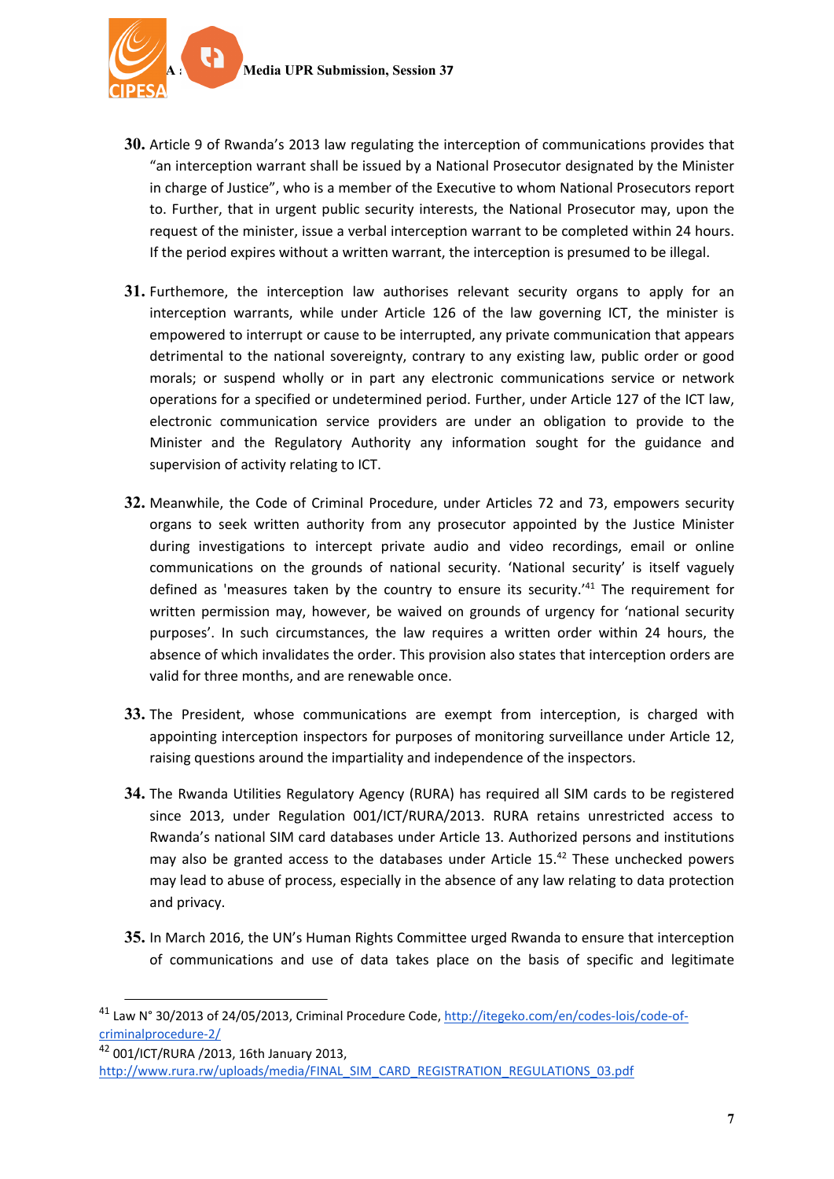30. Article 9 of Rwanda's 2013 law regulating the interception of communications provides that "an interception warrant shall be issued by a National Prosecutor designated by the Minister in charge of Justice", who is a member of the Executive to whom National Prosecutors report to. Further, that in urgent public security interests, the National Prosecutor may, upon the request of the minister, issue a verbal interception warrant to be completed within 24 hours. If the period expires without a written warrant, the interception is presumed to be illegal.

31. Furthermore, the interception law authorises relevant security organs to apply for an interception warrants, while under Article 126 of the law governing ICT, the minister is empowered to interrupt or cause to be interrupted, any private communication that appears detrimental to the national sovereignty, contrary to any existing law, public order or good morals; or suspend wholly or in part any electronic communications service or network operations for a specified or undetermined period. Further, under Article 127 of the ICT law, electronic communication service providers are under an obligation to provide to the Minister and the Regulatory Authority any information sought for the guidance and supervision of activity relating to ICT.

32. Meanwhile, the Code of Criminal Procedure, under Articles 72 and 73, empowers security organs to seek written authority from any prosecutor appointed by the Justice Minister during investigations to intercept private audio and video recordings, email or online communications on the grounds of national security. 'National security' is itself vaguely defined as 'measures taken by the country to ensure its security.'[41] The requirement for written permission may, however, be waived on grounds of urgency for 'national security purposes'. In such circumstances, the law requires a written order within 24 hours, the absence of which invalidates the order. This provision also states that interception orders are valid for three months, and are renewable once.

33. The President, whose communications are exempt from interception, is charged with appointing interception inspectors for purposes of monitoring surveillance under Article 12, raising questions around the impartiality and independence of the inspectors.

34. The Rwanda Utilities Regulatory Agency (RURA) has required all SIM cards to be registered since 2013, under Regulation 001/ICT/RURA/2013. RURA retains unrestricted access to Rwanda's national SIM card databases under Article 13. Authorized persons and institutions may also be granted access to the databases under Article 15.[42] These unchecked powers may lead to abuse of process, especially in the absence of any law relating to data protection and privacy.

35. In March 2016, the UN's Human Rights Committee urged Rwanda to ensure that interception of communications and use of data takes place on the basis of specific and legitimate

---

[41] Law N° 30/2013 of 24/05/2013, Criminal Procedure Code, http://itegeko.com/en/codes-lois/code-of-criminalprocedure-2/

[42] 001/ICT/RURA /2013, 16th January 2013, http://www.rura.rw/uploads/media/FINAL_SIM_CARD_REGISTRATION_REGULATIONS_03.pdf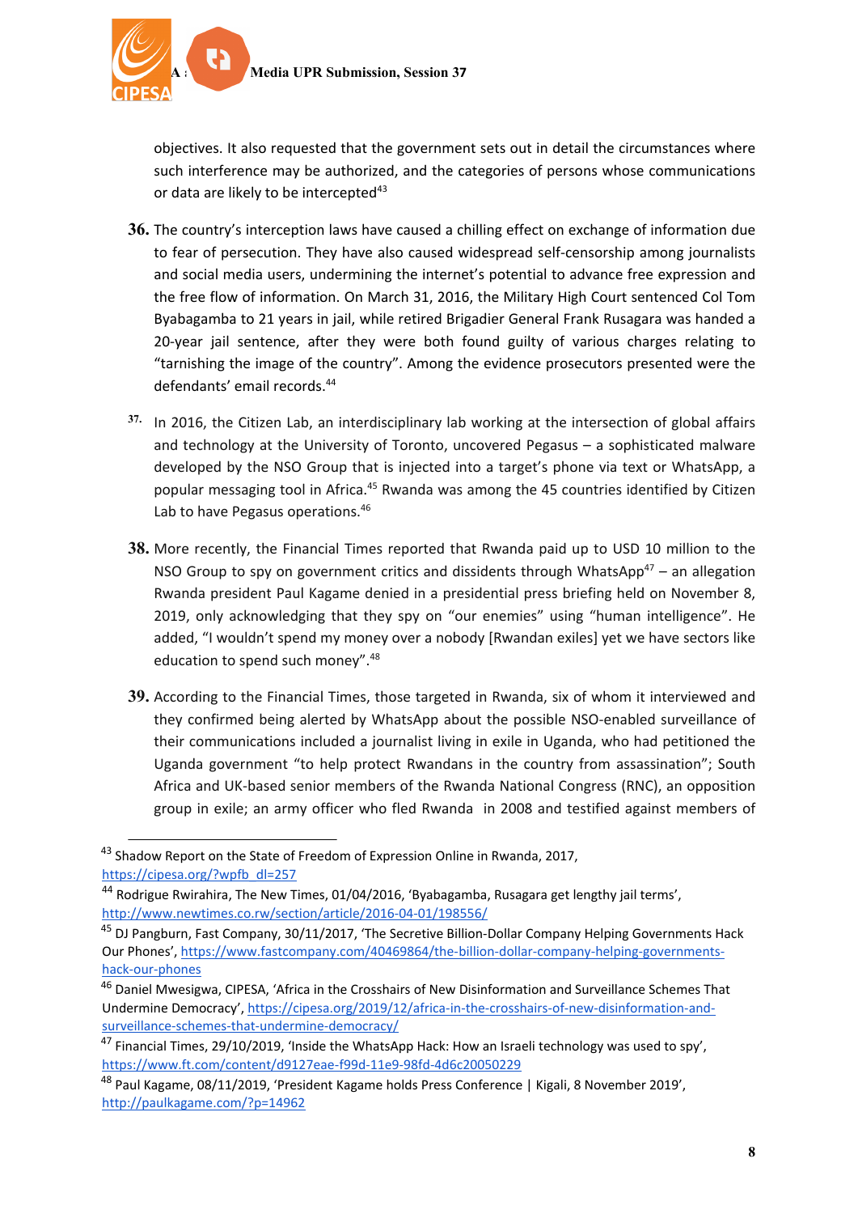objectives. It also requested that the government sets out in detail the circumstances where such interference may be authorized, and the categories of persons whose communications or data are likely to be intercepted[43]

**36.** The country's interception laws have caused a chilling effect on exchange of information due to fear of persecution. They have also caused widespread self-censorship among journalists and social media users, undermining the internet's potential to advance free expression and the free flow of information. On March 31, 2016, the Military High Court sentenced Col Tom Byabagamba to 21 years in jail, while retired Brigadier General Frank Rusagara was handed a 20-year jail sentence, after they were both found guilty of various charges relating to "tarnishing the image of the country". Among the evidence prosecutors presented were the defendants' email records.[44]

**37.** In 2016, the Citizen Lab, an interdisciplinary lab working at the intersection of global affairs and technology at the University of Toronto, uncovered Pegasus – a sophisticated malware developed by the NSO Group that is injected into a target's phone via text or WhatsApp, a popular messaging tool in Africa.[45] Rwanda was among the 45 countries identified by Citizen Lab to have Pegasus operations.[46]

**38.** More recently, the Financial Times reported that Rwanda paid up to USD 10 million to the NSO Group to spy on government critics and dissidents through WhatsApp[47] – an allegation Rwanda president Paul Kagame denied in a presidential press briefing held on November 8, 2019, only acknowledging that they spy on "our enemies" using "human intelligence". He added, "I wouldn't spend my money over a nobody [Rwandan exiles] yet we have sectors like education to spend such money".[48]

**39.** According to the Financial Times, those targeted in Rwanda, six of whom it interviewed and they confirmed being alerted by WhatsApp about the possible NSO-enabled surveillance of their communications included a journalist living in exile in Uganda, who had petitioned the Uganda government "to help protect Rwandans in the country from assassination"; South Africa and UK-based senior members of the Rwanda National Congress (RNC), an opposition group in exile; an army officer who fled Rwanda in 2008 and testified against members of

---

[43] Shadow Report on the State of Freedom of Expression Online in Rwanda, 2017, https://cipesa.org/?wpfb_dl=257

[44] Rodrigue Rwirahira, The New Times, 01/04/2016, 'Byabagamba, Rusagara get lengthy jail terms', http://www.newtimes.co.rw/section/article/2016-04-01/198556/

[45] DJ Pangburn, Fast Company, 30/11/2017, 'The Secretive Billion-Dollar Company Helping Governments Hack Our Phones', https://www.fastcompany.com/40469864/the-billion-dollar-company-helping-governments-hack-our-phones

[46] Daniel Mwesigwa, CIPESA, 'Africa in the Crosshairs of New Disinformation and Surveillance Schemes That Undermine Democracy', https://cipesa.org/2019/12/africa-in-the-crosshairs-of-new-disinformation-and-surveillance-schemes-that-undermine-democracy/

[47] Financial Times, 29/10/2019, 'Inside the WhatsApp Hack: How an Israeli technology was used to spy', https://www.ft.com/content/d9127eae-f99d-11e9-98fd-4d6c20050229

[48] Paul Kagame, 08/11/2019, 'President Kagame holds Press Conference | Kigali, 8 November 2019', http://paulkagame.com/?p=14962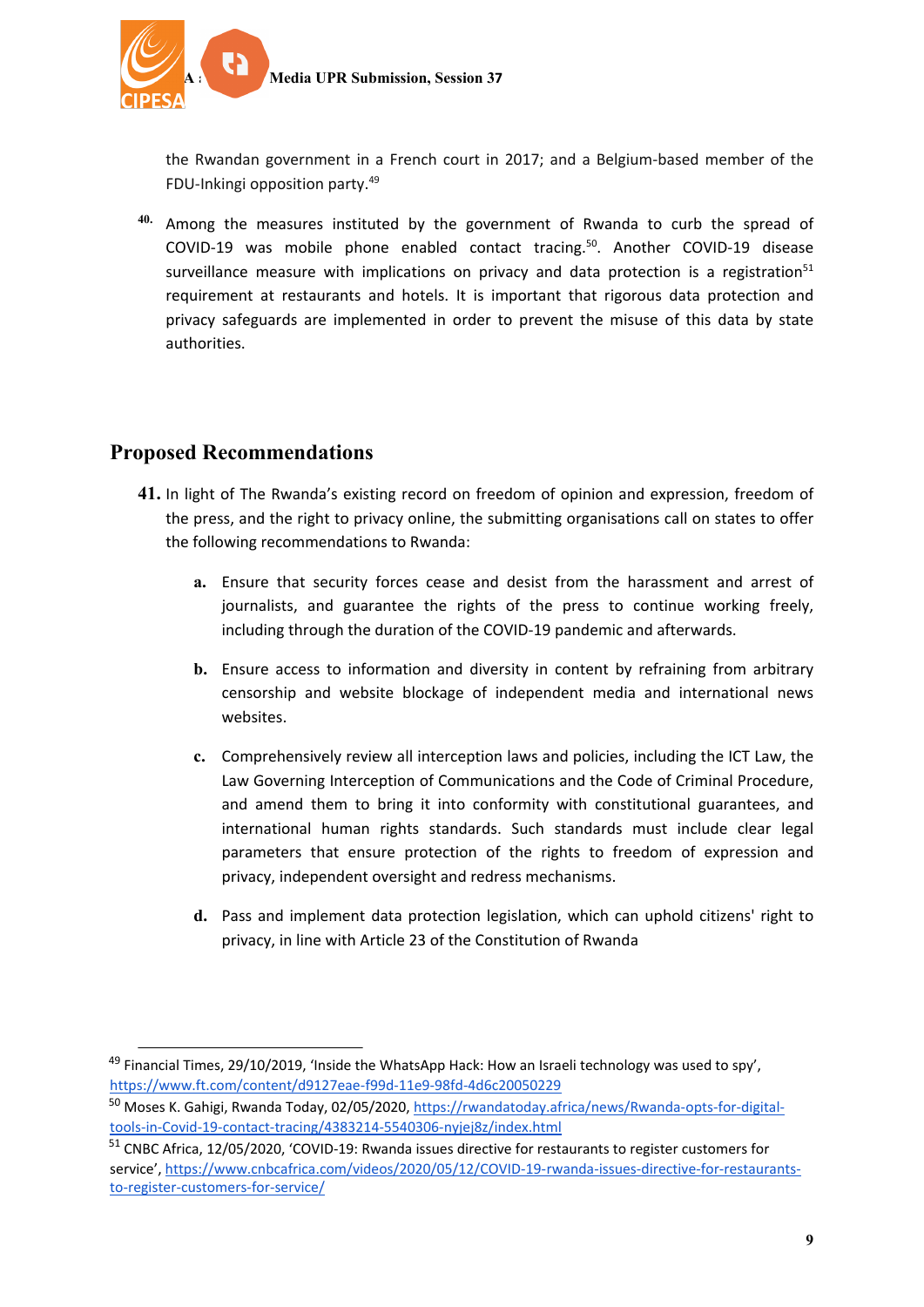the Rwandan government in a French court in 2017; and a Belgium-based member of the FDU-Inkingi opposition party.[49]

40. Among the measures instituted by the government of Rwanda to curb the spread of COVID-19 was mobile phone enabled contact tracing.[50]. Another COVID-19 disease surveillance measure with implications on privacy and data protection is a registration[51] requirement at restaurants and hotels. It is important that rigorous data protection and privacy safeguards are implemented in order to prevent the misuse of this data by state authorities.

## Proposed Recommendations

41. In light of The Rwanda's existing record on freedom of opinion and expression, freedom of the press, and the right to privacy online, the submitting organisations call on states to offer the following recommendations to Rwanda:

   a. Ensure that security forces cease and desist from the harassment and arrest of journalists, and guarantee the rights of the press to continue working freely, including through the duration of the COVID-19 pandemic and afterwards.

   b. Ensure access to information and diversity in content by refraining from arbitrary censorship and website blockage of independent media and international news websites.

   c. Comprehensively review all interception laws and policies, including the ICT Law, the Law Governing Interception of Communications and the Code of Criminal Procedure, and amend them to bring it into conformity with constitutional guarantees, and international human rights standards. Such standards must include clear legal parameters that ensure protection of the rights to freedom of expression and privacy, independent oversight and redress mechanisms.

   d. Pass and implement data protection legislation, which can uphold citizens' right to privacy, in line with Article 23 of the Constitution of Rwanda

---

[49] Financial Times, 29/10/2019, 'Inside the WhatsApp Hack: How an Israeli technology was used to spy', https://www.ft.com/content/d9127eae-f99d-11e9-98fd-4d6c20050229

[50] Moses K. Gahigi, Rwanda Today, 02/05/2020, https://rwandatoday.africa/news/Rwanda-opts-for-digital-tools-in-Covid-19-contact-tracing/4383214-5540306-nyjej8z/index.html

[51] CNBC Africa, 12/05/2020, 'COVID-19: Rwanda issues directive for restaurants to register customers for service', https://www.cnbcafrica.com/videos/2020/05/12/COVID-19-rwanda-issues-directive-for-restaurants-to-register-customers-for-service/